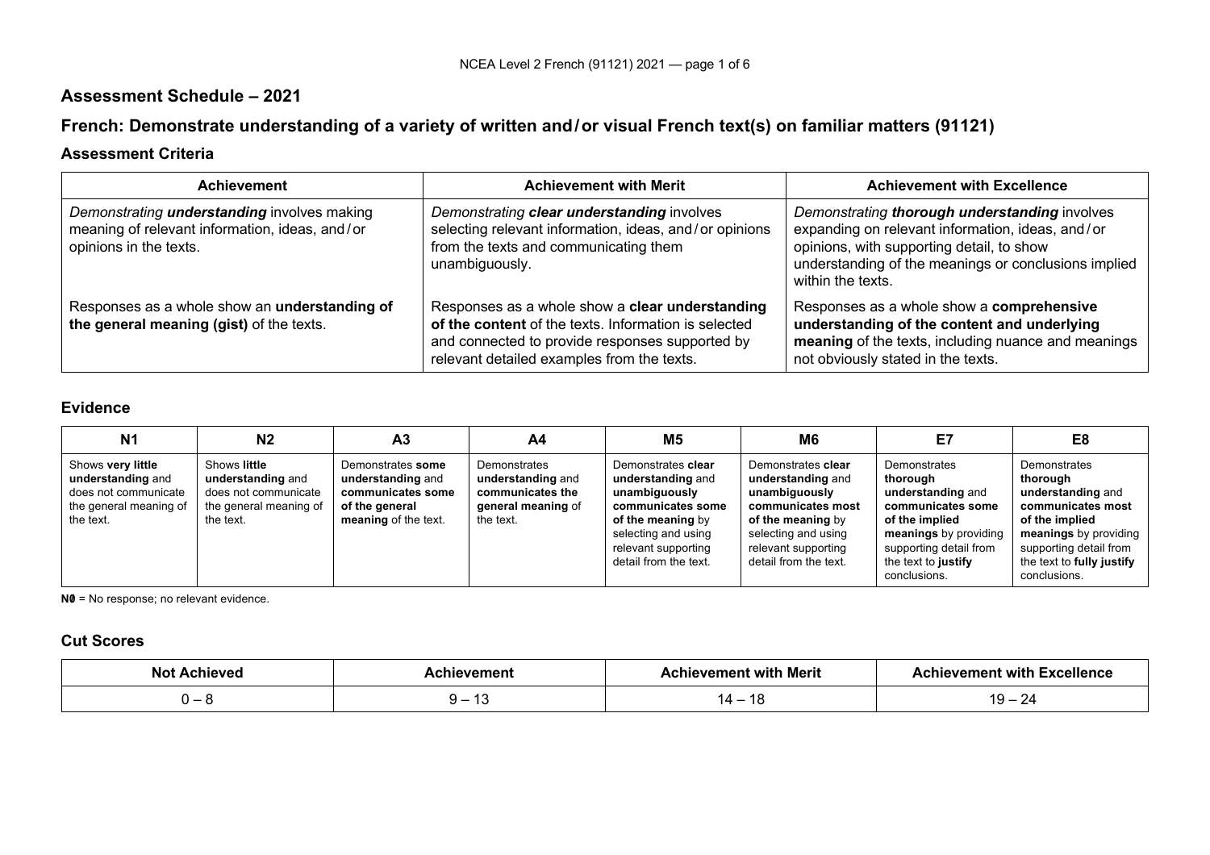## Assessment Schedule – 2021

## French: Demonstrate understanding of a variety of written and / or visual French text(s) on familiar matters (91121)

### Assessment Criteria

| Achievement | Achievement with Merit | Achievement with Excellence |
|---|---|---|
| *Demonstrating **understanding** involves making meaning of relevant information, ideas, and / or opinions in the texts.* | *Demonstrating **clear understanding** involves selecting relevant information, ideas, and / or opinions from the texts and communicating them unambiguously.* | *Demonstrating **thorough understanding** involves expanding on relevant information, ideas, and / or opinions, with supporting detail, to show understanding of the meanings or conclusions implied within the texts.* |
| Responses as a whole show an **understanding of the general meaning (gist)** of the texts. | Responses as a whole show a **clear understanding of the content** of the texts. Information is selected and connected to provide responses supported by relevant detailed examples from the texts. | Responses as a whole show a **comprehensive understanding of the content and underlying meaning** of the texts, including nuance and meanings not obviously stated in the texts. |

### Evidence

| N1 | N2 | A3 | A4 | M5 | M6 | E7 | E8 |
|---|---|---|---|---|---|---|---|
| Shows **very little understanding** and does not communicate the general meaning of the text. | Shows **little understanding** and does not communicate the general meaning of the text. | Demonstrates **some understanding** and **communicates some of the general meaning** of the text. | Demonstrates **understanding** and **communicates the general meaning** of the text. | Demonstrates **clear understanding** and **unambiguously communicates some of the meaning** by selecting and using relevant supporting detail from the text. | Demonstrates **clear understanding** and **unambiguously communicates most of the meaning** by selecting and using relevant supporting detail from the text. | Demonstrates **thorough understanding** and **communicates some of the implied meanings** by providing supporting detail from the text to **justify** conclusions. | Demonstrates **thorough understanding** and **communicates most of the implied meanings** by providing supporting detail from the text to **fully justify** conclusions. |

**N0** = No response; no relevant evidence.

### Cut Scores

| Not Achieved | Achievement | Achievement with Merit | Achievement with Excellence |
|---|---|---|---|
| 0 – 8 | 9 – 13 | 14 – 18 | 19 – 24 |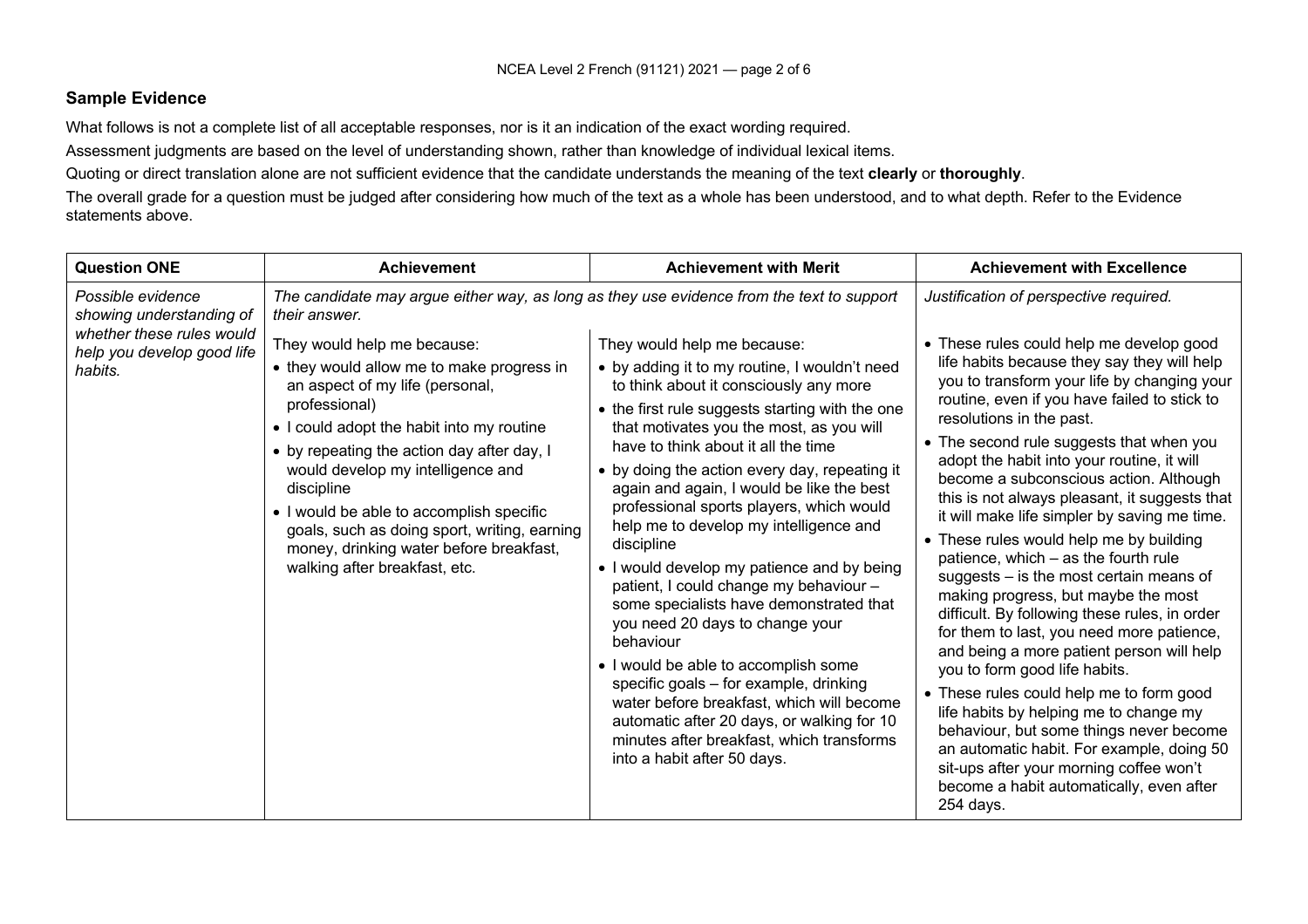## Sample Evidence

What follows is not a complete list of all acceptable responses, nor is it an indication of the exact wording required.

Assessment judgments are based on the level of understanding shown, rather than knowledge of individual lexical items.

Quoting or direct translation alone are not sufficient evidence that the candidate understands the meaning of the text **clearly** or **thoroughly**.

The overall grade for a question must be judged after considering how much of the text as a whole has been understood, and to what depth. Refer to the Evidence statements above.

| Question ONE | Achievement | Achievement with Merit | Achievement with Excellence |
|---|---|---|---|
| *Possible evidence showing understanding of whether these rules would help you develop good life habits.* | *The candidate may argue either way, as long as they use evidence from the text to support their answer.*<br><br>They would help me because:<br>• they would allow me to make progress in an aspect of my life (personal, professional)<br>• I could adopt the habit into my routine<br>• by repeating the action day after day, I would develop my intelligence and discipline<br>• I would be able to accomplish specific goals, such as doing sport, writing, earning money, drinking water before breakfast, walking after breakfast, etc. | They would help me because:<br>• by adding it to my routine, I wouldn't need to think about it consciously any more<br>• the first rule suggests starting with the one that motivates you the most, as you will have to think about it all the time<br>• by doing the action every day, repeating it again and again, I would be like the best professional sports players, which would help me to develop my intelligence and discipline<br>• I would develop my patience and by being patient, I could change my behaviour – some specialists have demonstrated that you need 20 days to change your behaviour<br>• I would be able to accomplish some specific goals – for example, drinking water before breakfast, which will become automatic after 20 days, or walking for 10 minutes after breakfast, which transforms into a habit after 50 days. | *Justification of perspective required.*<br><br>• These rules could help me develop good life habits because they say they will help you to transform your life by changing your routine, even if you have failed to stick to resolutions in the past.<br>• The second rule suggests that when you adopt the habit into your routine, it will become a subconscious action. Although this is not always pleasant, it suggests that it will make life simpler by saving me time.<br>• These rules would help me by building patience, which – as the fourth rule suggests – is the most certain means of making progress, but maybe the most difficult. By following these rules, in order for them to last, you need more patience, and being a more patient person will help you to form good life habits.<br>• These rules could help me to form good life habits by helping me to change my behaviour, but some things never become an automatic habit. For example, doing 50 sit-ups after your morning coffee won't become a habit automatically, even after 254 days. |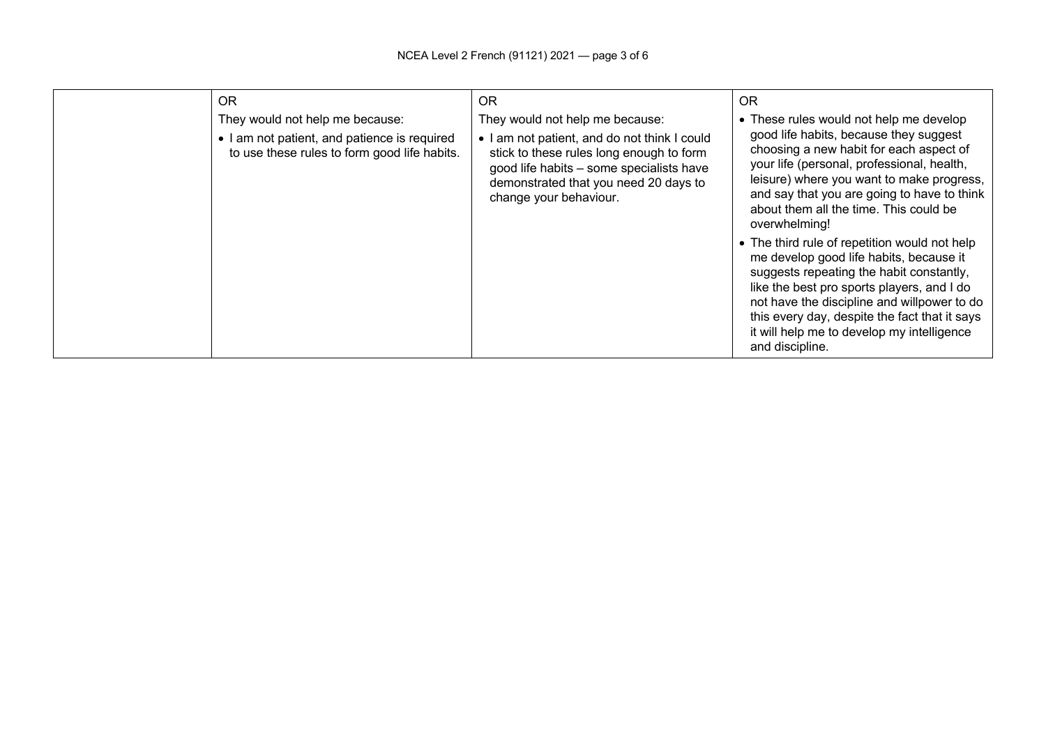| | | | |
|---|---|---|---|
| | OR<br>They would not help me because:<br>• I am not patient, and patience is required to use these rules to form good life habits. | OR<br>They would not help me because:<br>• I am not patient, and do not think I could stick to these rules long enough to form good life habits – some specialists have demonstrated that you need 20 days to change your behaviour. | OR<br>• These rules would not help me develop good life habits, because they suggest choosing a new habit for each aspect of your life (personal, professional, health, leisure) where you want to make progress, and say that you are going to have to think about them all the time. This could be overwhelming!<br>• The third rule of repetition would not help me develop good life habits, because it suggests repeating the habit constantly, like the best pro sports players, and I do not have the discipline and willpower to do this every day, despite the fact that it says it will help me to develop my intelligence and discipline. |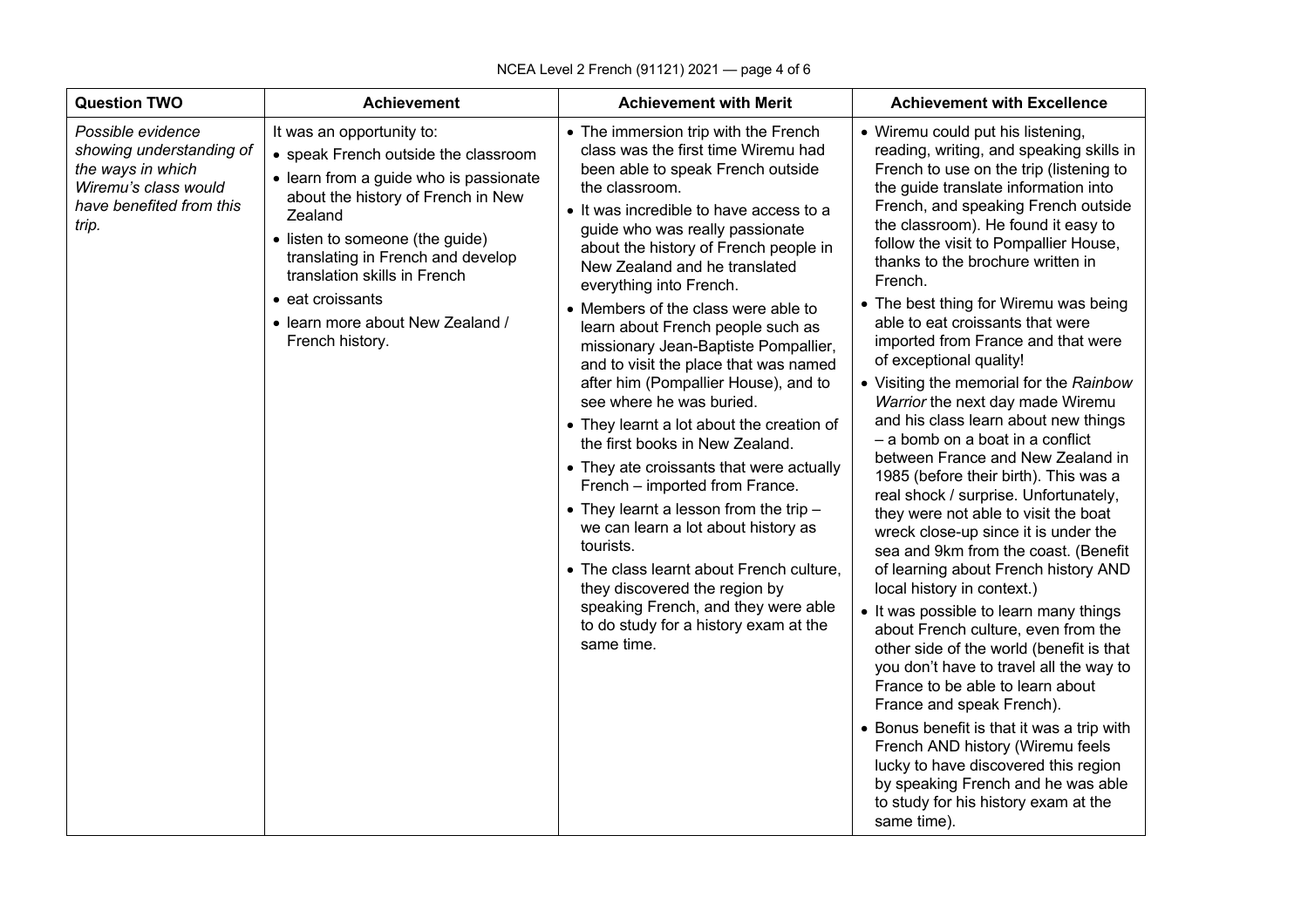| Question TWO | Achievement | Achievement with Merit | Achievement with Excellence |
|---|---|---|---|
| *Possible evidence showing understanding of the ways in which Wiremu's class would have benefited from this trip.* | It was an opportunity to:<br>• speak French outside the classroom<br>• learn from a guide who is passionate about the history of French in New Zealand<br>• listen to someone (the guide) translating in French and develop translation skills in French<br>• eat croissants<br>• learn more about New Zealand / French history. | • The immersion trip with the French class was the first time Wiremu had been able to speak French outside the classroom.<br>• It was incredible to have access to a guide who was really passionate about the history of French people in New Zealand and he translated everything into French.<br>• Members of the class were able to learn about French people such as missionary Jean-Baptiste Pompallier, and to visit the place that was named after him (Pompallier House), and to see where he was buried.<br>• They learnt a lot about the creation of the first books in New Zealand.<br>• They ate croissants that were actually French – imported from France.<br>• They learnt a lesson from the trip – we can learn a lot about history as tourists.<br>• The class learnt about French culture, they discovered the region by speaking French, and they were able to do study for a history exam at the same time. | • Wiremu could put his listening, reading, writing, and speaking skills in French to use on the trip (listening to the guide translate information into French, and speaking French outside the classroom). He found it easy to follow the visit to Pompallier House, thanks to the brochure written in French.<br>• The best thing for Wiremu was being able to eat croissants that were imported from France and that were of exceptional quality!<br>• Visiting the memorial for the *Rainbow Warrior* the next day made Wiremu and his class learn about new things – a bomb on a boat in a conflict between France and New Zealand in 1985 (before their birth). This was a real shock / surprise. Unfortunately, they were not able to visit the boat wreck close-up since it is under the sea and 9km from the coast. (Benefit of learning about French history AND local history in context.)<br>• It was possible to learn many things about French culture, even from the other side of the world (benefit is that you don't have to travel all the way to France to be able to learn about France and speak French).<br>• Bonus benefit is that it was a trip with French AND history (Wiremu feels lucky to have discovered this region by speaking French and he was able to study for his history exam at the same time). |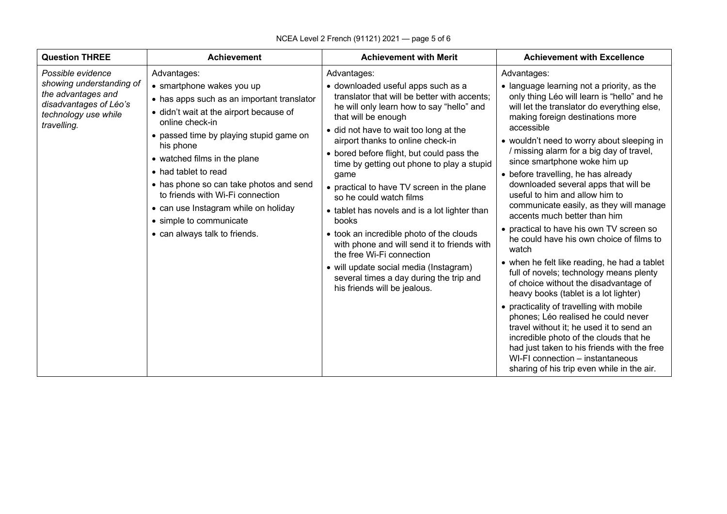| Question THREE | Achievement | Achievement with Merit | Achievement with Excellence |
|---|---|---|---|
| *Possible evidence showing understanding of the advantages and disadvantages of Léo's technology use while travelling.* | Advantages:<br>• smartphone wakes you up<br>• has apps such as an important translator<br>• didn't wait at the airport because of online check-in<br>• passed time by playing stupid game on his phone<br>• watched films in the plane<br>• had tablet to read<br>• has phone so can take photos and send to friends with Wi-Fi connection<br>• can use Instagram while on holiday<br>• simple to communicate<br>• can always talk to friends. | Advantages:<br>• downloaded useful apps such as a translator that will be better with accents; he will only learn how to say "hello" and that will be enough<br>• did not have to wait too long at the airport thanks to online check-in<br>• bored before flight, but could pass the time by getting out phone to play a stupid game<br>• practical to have TV screen in the plane so he could watch films<br>• tablet has novels and is a lot lighter than books<br>• took an incredible photo of the clouds with phone and will send it to friends with the free Wi-Fi connection<br>• will update social media (Instagram) several times a day during the trip and his friends will be jealous. | Advantages:<br>• language learning not a priority, as the only thing Léo will learn is "hello" and he will let the translator do everything else, making foreign destinations more accessible<br>• wouldn't need to worry about sleeping in / missing alarm for a big day of travel, since smartphone woke him up<br>• before travelling, he has already downloaded several apps that will be useful to him and allow him to communicate easily, as they will manage accents much better than him<br>• practical to have his own TV screen so he could have his own choice of films to watch<br>• when he felt like reading, he had a tablet full of novels; technology means plenty of choice without the disadvantage of heavy books (tablet is a lot lighter)<br>• practicality of travelling with mobile phones; Léo realised he could never travel without it; he used it to send an incredible photo of the clouds that he had just taken to his friends with the free WI-FI connection – instantaneous sharing of his trip even while in the air. |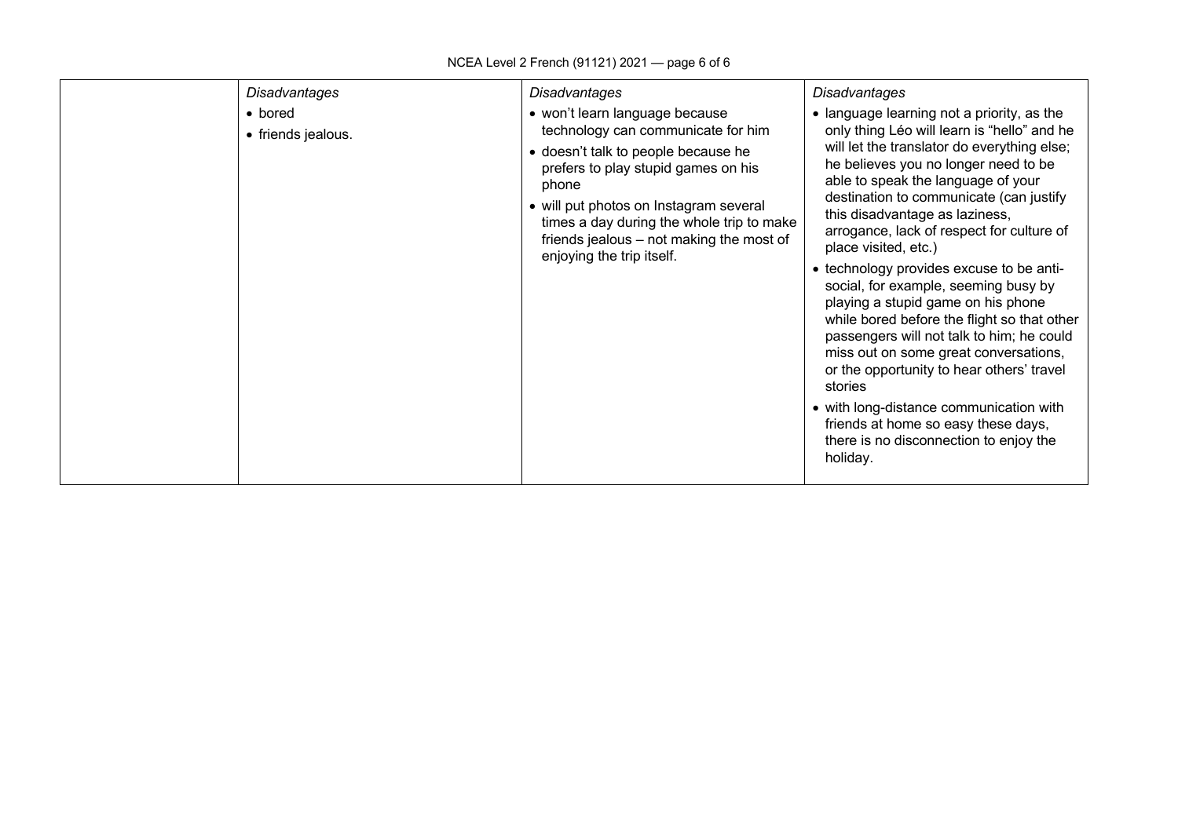| | | | |
|---|---|---|---|
| | *Disadvantages*<br>• bored<br>• friends jealous. | *Disadvantages*<br>• won't learn language because technology can communicate for him<br>• doesn't talk to people because he prefers to play stupid games on his phone<br>• will put photos on Instagram several times a day during the whole trip to make friends jealous – not making the most of enjoying the trip itself. | *Disadvantages*<br>• language learning not a priority, as the only thing Léo will learn is "hello" and he will let the translator do everything else; he believes you no longer need to be able to speak the language of your destination to communicate (can justify this disadvantage as laziness, arrogance, lack of respect for culture of place visited, etc.)<br>• technology provides excuse to be anti-social, for example, seeming busy by playing a stupid game on his phone while bored before the flight so that other passengers will not talk to him; he could miss out on some great conversations, or the opportunity to hear others' travel stories<br>• with long-distance communication with friends at home so easy these days, there is no disconnection to enjoy the holiday. |